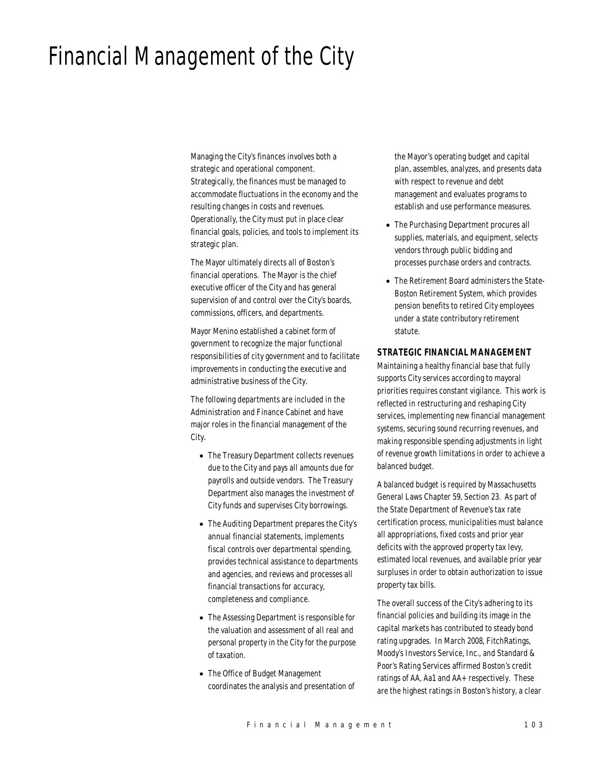# Financial Management of the City

Managing the City's finances involves both a strategic and operational component. Strategically, the finances must be managed to accommodate fluctuations in the economy and the resulting changes in costs and revenues. Operationally, the City must put in place clear financial goals, policies, and tools to implement its strategic plan.

The Mayor ultimately directs all of Boston's financial operations. The Mayor is the chief executive officer of the City and has general supervision of and control over the City's boards, commissions, officers, and departments.

Mayor Menino established a cabinet form of government to recognize the major functional responsibilities of city government and to facilitate improvements in conducting the executive and administrative business of the City.

The following departments are included in the Administration and Finance Cabinet and have major roles in the financial management of the City.

- The Treasury Department collects revenues due to the City and pays all amounts due for payrolls and outside vendors. The Treasury Department also manages the investment of City funds and supervises City borrowings.
- The Auditing Department prepares the City's annual financial statements, implements fiscal controls over departmental spending, provides technical assistance to departments and agencies, and reviews and processes all financial transactions for accuracy, completeness and compliance.
- The Assessing Department is responsible for the valuation and assessment of all real and personal property in the City for the purpose of taxation.
- The Office of Budget Management coordinates the analysis and presentation of the Mayor's operating budget and capital plan, assembles, analyzes, and presents data with respect to revenue and debt management and evaluates programs to establish and use performance measures.
- The Purchasing Department procures all supplies, materials, and equipment, selects vendors through public bidding and processes purchase orders and contracts.
- The Retirement Board administers the State-Boston Retirement System, which provides pension benefits to retired City employees under a state contributory retirement statute.

## STRATEGIC FINANCIAL MANAGEMENT

Maintaining a healthy financial base that fully supports City services according to mayoral priorities requires constant vigilance. This work is reflected in restructuring and reshaping City services, implementing new financial management systems, securing sound recurring revenues, and making responsible spending adjustments in light of revenue growth limitations in order to achieve a balanced budget.

A balanced budget is required by Massachusetts General Laws Chapter 59, Section 23. As part of the State Department of Revenue's tax rate certification process, municipalities must balance all appropriations, fixed costs and prior year deficits with the approved property tax levy, estimated local revenues, and available prior year surpluses in order to obtain authorization to issue property tax bills.

The overall success of the City's adhering to its financial policies and building its image in the capital markets has contributed to steady bond rating upgrades. In March 2008, FitchRatings, Moody's Investors Service, Inc., and Standard & Poor's Rating Services affirmed Boston's credit ratings of AA, Aa1 and AA+ respectively. These are the highest ratings in Boston's history, a clear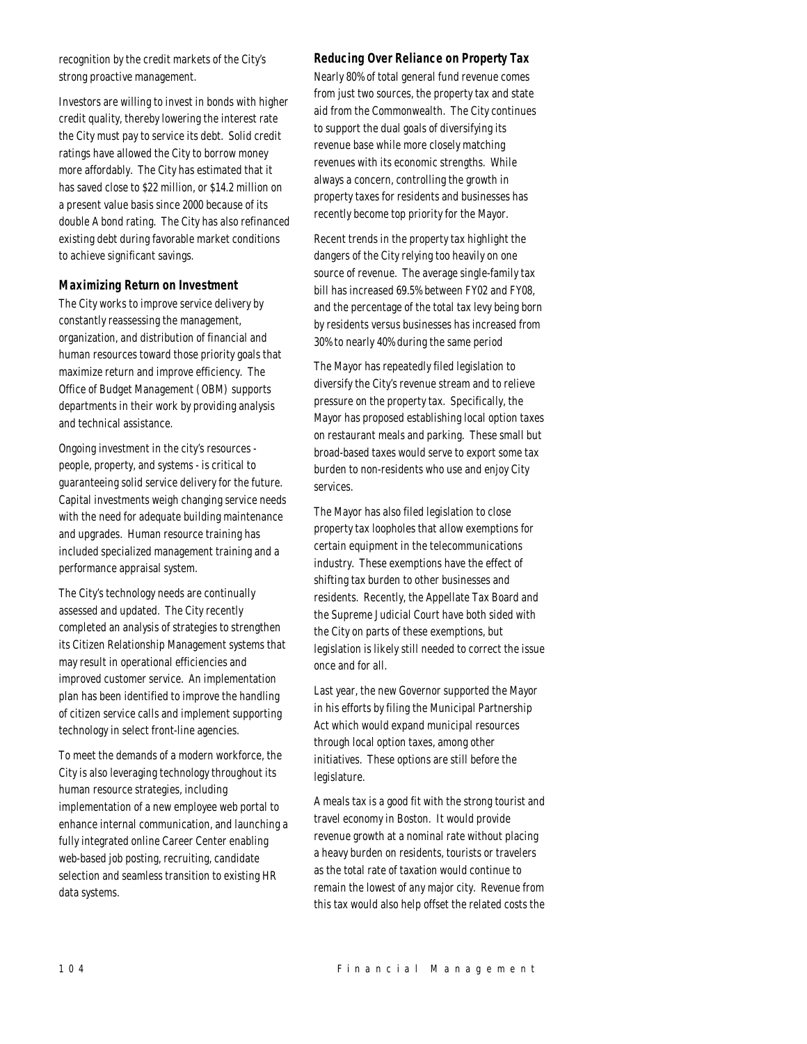recognition by the credit markets of the City's strong proactive management.

Investors are willing to invest in bonds with higher credit quality, thereby lowering the interest rate the City must pay to service its debt. Solid credit ratings have allowed the City to borrow money more affordably. The City has estimated that it has saved close to $22 million, or $14.2 million on a present value basis since 2000 because of its double A bond rating. The City has also refinanced existing debt during favorable market conditions to achieve significant savings.

### Maximizing Return on Investment

The City works to improve service delivery by constantly reassessing the management, organization, and distribution of financial and human resources toward those priority goals that maximize return and improve efficiency. The Office of Budget Management (OBM) supports departments in their work by providing analysis and technical assistance.

Ongoing investment in the city's resources - people, property, and systems - is critical to guaranteeing solid service delivery for the future. Capital investments weigh changing service needs with the need for adequate building maintenance and upgrades. Human resource training has included specialized management training and a performance appraisal system.

The City's technology needs are continually assessed and updated. The City recently completed an analysis of strategies to strengthen its Citizen Relationship Management systems that may result in operational efficiencies and improved customer service. An implementation plan has been identified to improve the handling of citizen service calls and implement supporting technology in select front-line agencies.

To meet the demands of a modern workforce, the City is also leveraging technology throughout its human resource strategies, including implementation of a new employee web portal to enhance internal communication, and launching a fully integrated online Career Center enabling web-based job posting, recruiting, candidate selection and seamless transition to existing HR data systems.

### Reducing Over Reliance on Property Tax

Nearly 80% of total general fund revenue comes from just two sources, the property tax and state aid from the Commonwealth. The City continues to support the dual goals of diversifying its revenue base while more closely matching revenues with its economic strengths. While always a concern, controlling the growth in property taxes for residents and businesses has recently become top priority for the Mayor.

Recent trends in the property tax highlight the dangers of the City relying too heavily on one source of revenue. The average single-family tax bill has increased 69.5% between FY02 and FY08, and the percentage of the total tax levy being born by residents versus businesses has increased from 30% to nearly 40% during the same period

The Mayor has repeatedly filed legislation to diversify the City's revenue stream and to relieve pressure on the property tax. Specifically, the Mayor has proposed establishing local option taxes on restaurant meals and parking. These small but broad-based taxes would serve to export some tax burden to non-residents who use and enjoy City services.

The Mayor has also filed legislation to close property tax loopholes that allow exemptions for certain equipment in the telecommunications industry. These exemptions have the effect of shifting tax burden to other businesses and residents. Recently, the Appellate Tax Board and the Supreme Judicial Court have both sided with the City on parts of these exemptions, but legislation is likely still needed to correct the issue once and for all.

Last year, the new Governor supported the Mayor in his efforts by filing the Municipal Partnership Act which would expand municipal resources through local option taxes, among other initiatives. These options are still before the legislature.

A meals tax is a good fit with the strong tourist and travel economy in Boston. It would provide revenue growth at a nominal rate without placing a heavy burden on residents, tourists or travelers as the total rate of taxation would continue to remain the lowest of any major city. Revenue from this tax would also help offset the related costs the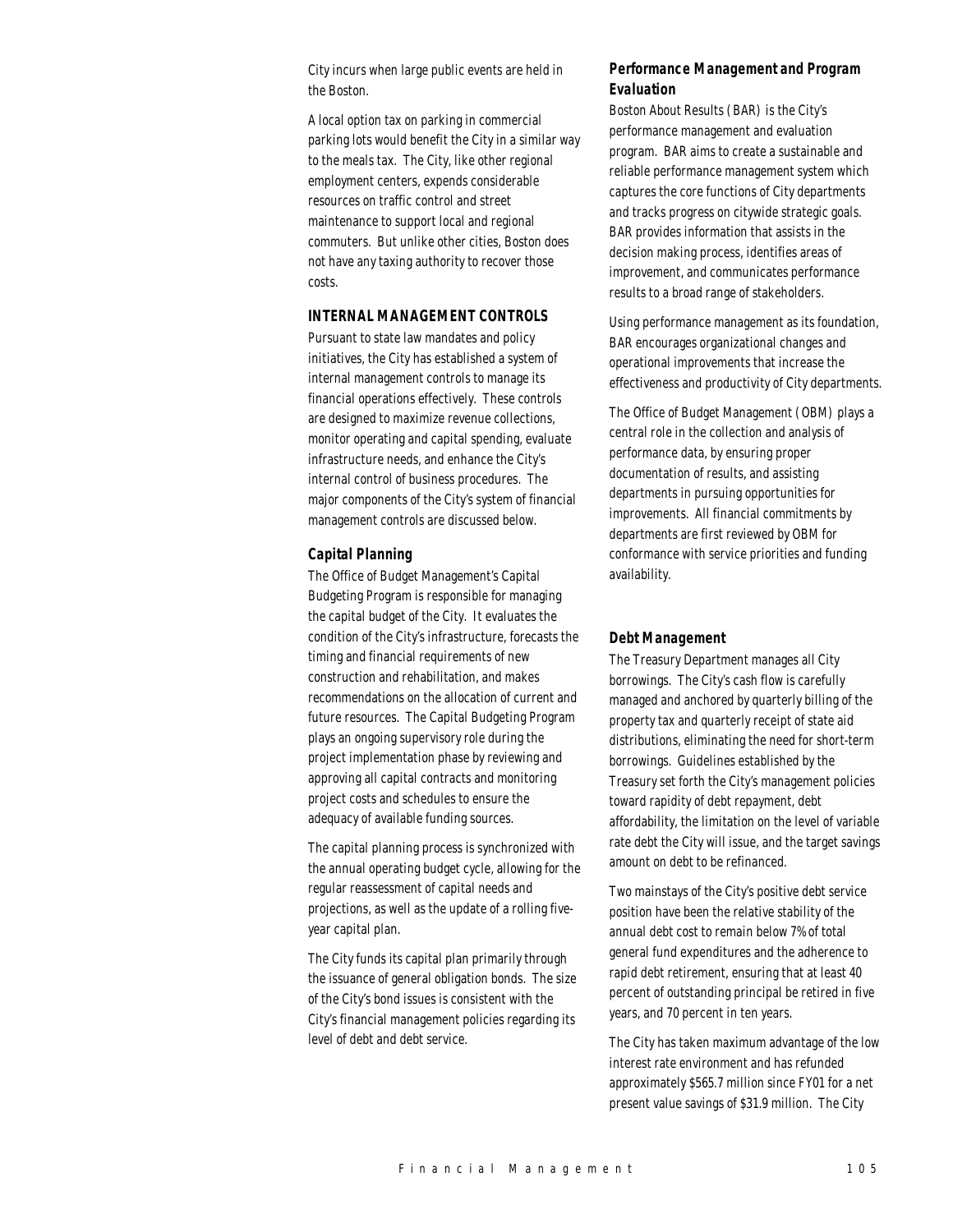City incurs when large public events are held in the Boston.

A local option tax on parking in commercial parking lots would benefit the City in a similar way to the meals tax. The City, like other regional employment centers, expends considerable resources on traffic control and street maintenance to support local and regional commuters. But unlike other cities, Boston does not have any taxing authority to recover those costs.

## INTERNAL MANAGEMENT CONTROLS

Pursuant to state law mandates and policy initiatives, the City has established a system of internal management controls to manage its financial operations effectively. These controls are designed to maximize revenue collections, monitor operating and capital spending, evaluate infrastructure needs, and enhance the City's internal control of business procedures. The major components of the City's system of financial management controls are discussed below.

### *Capital Planning*

The Office of Budget Management's Capital Budgeting Program is responsible for managing the capital budget of the City. It evaluates the condition of the City's infrastructure, forecasts the timing and financial requirements of new construction and rehabilitation, and makes recommendations on the allocation of current and future resources. The Capital Budgeting Program plays an ongoing supervisory role during the project implementation phase by reviewing and approving all capital contracts and monitoring project costs and schedules to ensure the adequacy of available funding sources.

The capital planning process is synchronized with the annual operating budget cycle, allowing for the regular reassessment of capital needs and projections, as well as the update of a rolling five-year capital plan.

The City funds its capital plan primarily through the issuance of general obligation bonds. The size of the City's bond issues is consistent with the City's financial management policies regarding its level of debt and debt service.

### *Performance Management and Program Evaluation*

Boston About Results (BAR) is the City's performance management and evaluation program. BAR aims to create a sustainable and reliable performance management system which captures the core functions of City departments and tracks progress on citywide strategic goals. BAR provides information that assists in the decision making process, identifies areas of improvement, and communicates performance results to a broad range of stakeholders.

Using performance management as its foundation, BAR encourages organizational changes and operational improvements that increase the effectiveness and productivity of City departments.

The Office of Budget Management (OBM) plays a central role in the collection and analysis of performance data, by ensuring proper documentation of results, and assisting departments in pursuing opportunities for improvements. All financial commitments by departments are first reviewed by OBM for conformance with service priorities and funding availability.

### *Debt Management*

The Treasury Department manages all City borrowings. The City's cash flow is carefully managed and anchored by quarterly billing of the property tax and quarterly receipt of state aid distributions, eliminating the need for short-term borrowings. Guidelines established by the Treasury set forth the City's management policies toward rapidity of debt repayment, debt affordability, the limitation on the level of variable rate debt the City will issue, and the target savings amount on debt to be refinanced.

Two mainstays of the City's positive debt service position have been the relative stability of the annual debt cost to remain below 7% of total general fund expenditures and the adherence to rapid debt retirement, ensuring that at least 40 percent of outstanding principal be retired in five years, and 70 percent in ten years.

The City has taken maximum advantage of the low interest rate environment and has refunded approximately $565.7 million since FY01 for a net present value savings of $31.9 million. The City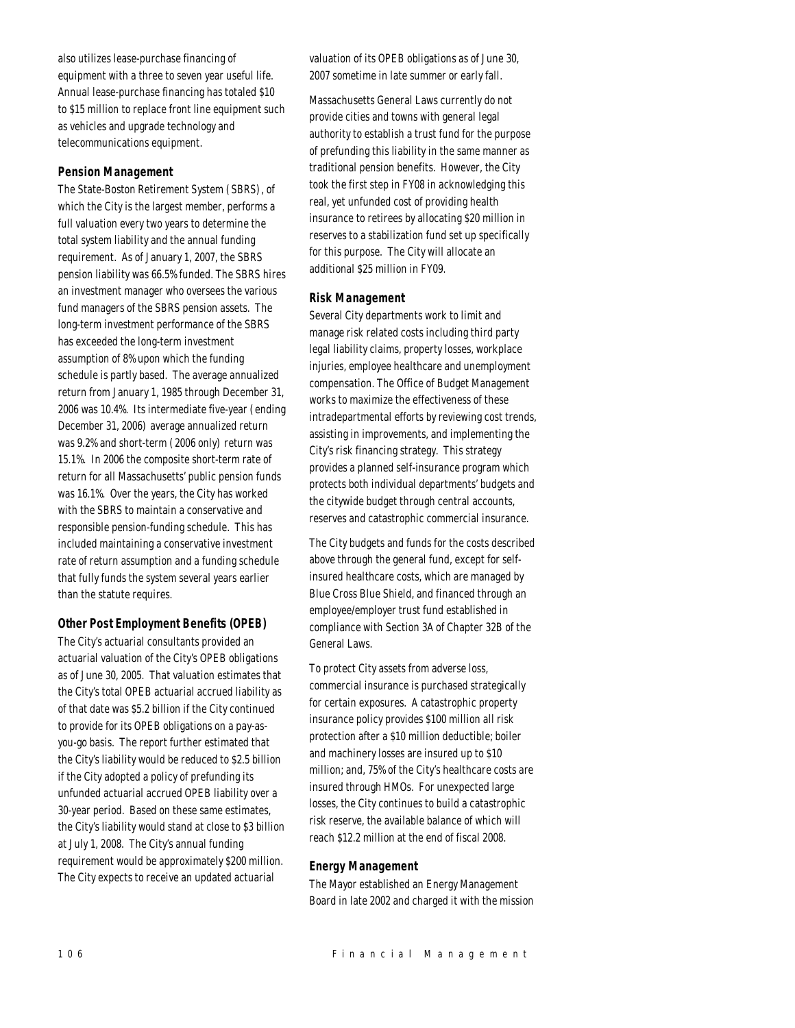also utilizes lease-purchase financing of equipment with a three to seven year useful life. Annual lease-purchase financing has totaled $10 to $15 million to replace front line equipment such as vehicles and upgrade technology and telecommunications equipment.

### Pension Management

The State-Boston Retirement System (SBRS), of which the City is the largest member, performs a full valuation every two years to determine the total system liability and the annual funding requirement. As of January 1, 2007, the SBRS pension liability was 66.5% funded. The SBRS hires an investment manager who oversees the various fund managers of the SBRS pension assets. The long-term investment performance of the SBRS has exceeded the long-term investment assumption of 8% upon which the funding schedule is partly based. The average annualized return from January 1, 1985 through December 31, 2006 was 10.4%. Its intermediate five-year (ending December 31, 2006) average annualized return was 9.2% and short-term (2006 only) return was 15.1%. In 2006 the composite short-term rate of return for all Massachusetts' public pension funds was 16.1%. Over the years, the City has worked with the SBRS to maintain a conservative and responsible pension-funding schedule. This has included maintaining a conservative investment rate of return assumption and a funding schedule that fully funds the system several years earlier than the statute requires.

### Other Post Employment Benefits (OPEB)

The City's actuarial consultants provided an actuarial valuation of the City's OPEB obligations as of June 30, 2005. That valuation estimates that the City's total OPEB actuarial accrued liability as of that date was $5.2 billion if the City continued to provide for its OPEB obligations on a pay-as-you-go basis. The report further estimated that the City's liability would be reduced to $2.5 billion if the City adopted a policy of prefunding its unfunded actuarial accrued OPEB liability over a 30-year period. Based on these same estimates, the City's liability would stand at close to $3 billion at July 1, 2008. The City's annual funding requirement would be approximately $200 million. The City expects to receive an updated actuarial valuation of its OPEB obligations as of June 30, 2007 sometime in late summer or early fall.

Massachusetts General Laws currently do not provide cities and towns with general legal authority to establish a trust fund for the purpose of prefunding this liability in the same manner as traditional pension benefits. However, the City took the first step in FY08 in acknowledging this real, yet unfunded cost of providing health insurance to retirees by allocating $20 million in reserves to a stabilization fund set up specifically for this purpose. The City will allocate an additional $25 million in FY09.

### Risk Management

Several City departments work to limit and manage risk related costs including third party legal liability claims, property losses, workplace injuries, employee healthcare and unemployment compensation. The Office of Budget Management works to maximize the effectiveness of these intradepartmental efforts by reviewing cost trends, assisting in improvements, and implementing the City's risk financing strategy. This strategy provides a planned self-insurance program which protects both individual departments' budgets and the citywide budget through central accounts, reserves and catastrophic commercial insurance.

The City budgets and funds for the costs described above through the general fund, except for self-insured healthcare costs, which are managed by Blue Cross Blue Shield, and financed through an employee/employer trust fund established in compliance with Section 3A of Chapter 32B of the General Laws.

To protect City assets from adverse loss, commercial insurance is purchased strategically for certain exposures. A catastrophic property insurance policy provides $100 million all risk protection after a $10 million deductible; boiler and machinery losses are insured up to $10 million; and, 75% of the City's healthcare costs are insured through HMOs. For unexpected large losses, the City continues to build a catastrophic risk reserve, the available balance of which will reach $12.2 million at the end of fiscal 2008.

### Energy Management

The Mayor established an Energy Management Board in late 2002 and charged it with the mission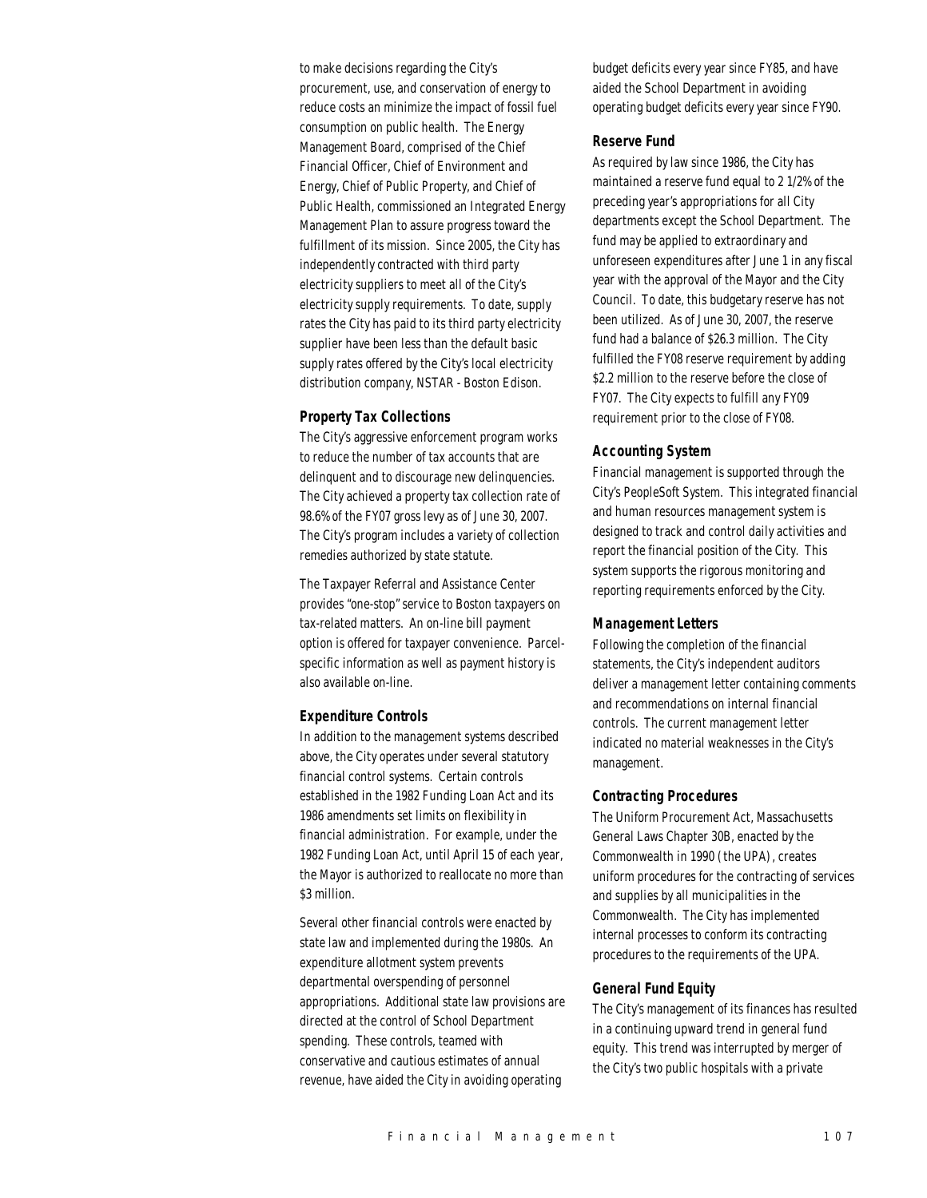to make decisions regarding the City's procurement, use, and conservation of energy to reduce costs an minimize the impact of fossil fuel consumption on public health. The Energy Management Board, comprised of the Chief Financial Officer, Chief of Environment and Energy, Chief of Public Property, and Chief of Public Health, commissioned an Integrated Energy Management Plan to assure progress toward the fulfillment of its mission. Since 2005, the City has independently contracted with third party electricity suppliers to meet all of the City's electricity supply requirements. To date, supply rates the City has paid to its third party electricity supplier have been less than the default basic supply rates offered by the City's local electricity distribution company, NSTAR - Boston Edison.

### Property Tax Collections

The City's aggressive enforcement program works to reduce the number of tax accounts that are delinquent and to discourage new delinquencies. The City achieved a property tax collection rate of 98.6% of the FY07 gross levy as of June 30, 2007. The City's program includes a variety of collection remedies authorized by state statute.

The Taxpayer Referral and Assistance Center provides "one-stop" service to Boston taxpayers on tax-related matters. An on-line bill payment option is offered for taxpayer convenience. Parcel-specific information as well as payment history is also available on-line.

### Expenditure Controls

In addition to the management systems described above, the City operates under several statutory financial control systems. Certain controls established in the 1982 Funding Loan Act and its 1986 amendments set limits on flexibility in financial administration. For example, under the 1982 Funding Loan Act, until April 15 of each year, the Mayor is authorized to reallocate no more than $3 million.

Several other financial controls were enacted by state law and implemented during the 1980s. An expenditure allotment system prevents departmental overspending of personnel appropriations. Additional state law provisions are directed at the control of School Department spending. These controls, teamed with conservative and cautious estimates of annual revenue, have aided the City in avoiding operating budget deficits every year since FY85, and have aided the School Department in avoiding operating budget deficits every year since FY90.

### Reserve Fund

As required by law since 1986, the City has maintained a reserve fund equal to 2 1/2% of the preceding year's appropriations for all City departments except the School Department. The fund may be applied to extraordinary and unforeseen expenditures after June 1 in any fiscal year with the approval of the Mayor and the City Council. To date, this budgetary reserve has not been utilized. As of June 30, 2007, the reserve fund had a balance of $26.3 million. The City fulfilled the FY08 reserve requirement by adding $2.2 million to the reserve before the close of FY07. The City expects to fulfill any FY09 requirement prior to the close of FY08.

### Accounting System

Financial management is supported through the City's PeopleSoft System. This integrated financial and human resources management system is designed to track and control daily activities and report the financial position of the City. This system supports the rigorous monitoring and reporting requirements enforced by the City.

### Management Letters

Following the completion of the financial statements, the City's independent auditors deliver a management letter containing comments and recommendations on internal financial controls. The current management letter indicated no material weaknesses in the City's management.

### Contracting Procedures

The Uniform Procurement Act, Massachusetts General Laws Chapter 30B, enacted by the Commonwealth in 1990 (the UPA), creates uniform procedures for the contracting of services and supplies by all municipalities in the Commonwealth. The City has implemented internal processes to conform its contracting procedures to the requirements of the UPA.

### General Fund Equity

The City's management of its finances has resulted in a continuing upward trend in general fund equity. This trend was interrupted by merger of the City's two public hospitals with a private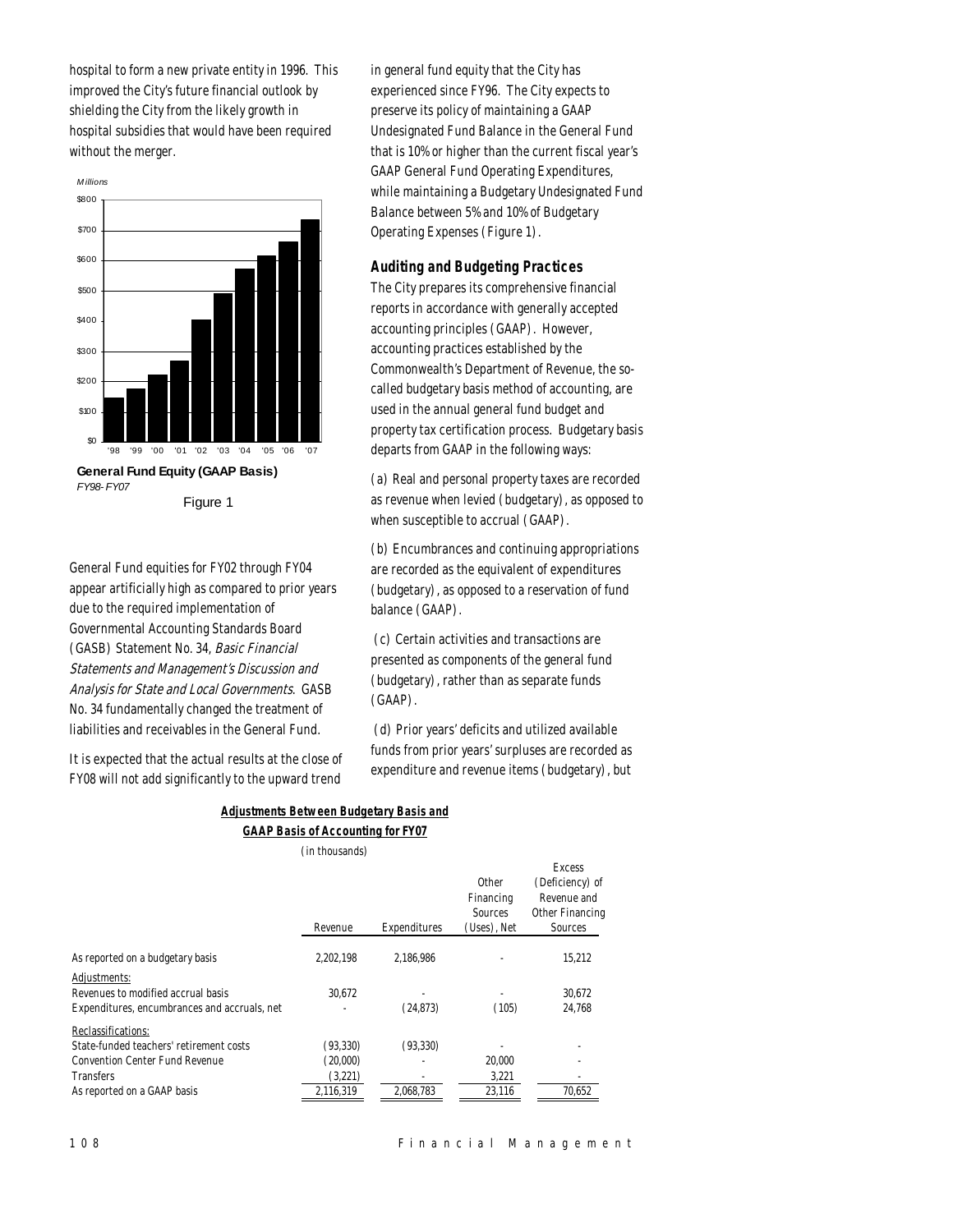hospital to form a new private entity in 1996. This improved the City's future financial outlook by shielding the City from the likely growth in hospital subsidies that would have been required without the merger.

**General Fund Equity (GAAP Basis)**
*FY98-FY07*

Figure 1

General Fund equities for FY02 through FY04 appear artificially high as compared to prior years due to the required implementation of Governmental Accounting Standards Board (GASB) Statement No. 34, *Basic Financial Statements and Management's Discussion and Analysis for State and Local Governments*. GASB No. 34 fundamentally changed the treatment of liabilities and receivables in the General Fund.

It is expected that the actual results at the close of FY08 will not add significantly to the upward trend in general fund equity that the City has experienced since FY96. The City expects to preserve its policy of maintaining a GAAP Undesignated Fund Balance in the General Fund that is 10% or higher than the current fiscal year's GAAP General Fund Operating Expenditures, while maintaining a Budgetary Undesignated Fund Balance between 5% and 10% of Budgetary Operating Expenses (Figure 1).

### Auditing and Budgeting Practices

The City prepares its comprehensive financial reports in accordance with generally accepted accounting principles (GAAP). However, accounting practices established by the Commonwealth's Department of Revenue, the so-called budgetary basis method of accounting, are used in the annual general fund budget and property tax certification process. Budgetary basis departs from GAAP in the following ways:

(a) Real and personal property taxes are recorded as revenue when levied (budgetary), as opposed to when susceptible to accrual (GAAP).

(b) Encumbrances and continuing appropriations are recorded as the equivalent of expenditures (budgetary), as opposed to a reservation of fund balance (GAAP).

(c) Certain activities and transactions are presented as components of the general fund (budgetary), rather than as separate funds (GAAP).

(d) Prior years' deficits and utilized available funds from prior years' surpluses are recorded as expenditure and revenue items (budgetary), but

**Adjustments Between Budgetary Basis and GAAP Basis of Accounting for FY07**

(in thousands)

| | Revenue | Expenditures | Other Financing Sources (Uses), Net | Excess (Deficiency) of Revenue and Other Financing Sources |
|---|---|---|---|---|
| As reported on a budgetary basis | 2,202,198 | 2,186,986 | - | 15,212 |
| Adjustments: | | | | |
| Revenues to modified accrual basis | 30,672 | - | - | 30,672 |
| Expenditures, encumbrances and accruals, net | - | (24,873) | (105) | 24,768 |
| Reclassifications: | | | | |
| State-funded teachers' retirement costs | (93,330) | (93,330) | - | - |
| Convention Center Fund Revenue | (20,000) | - | 20,000 | - |
| Transfers | (3,221) | - | 3,221 | - |
| As reported on a GAAP basis | 2,116,319 | 2,068,783 | 23,116 | 70,652 |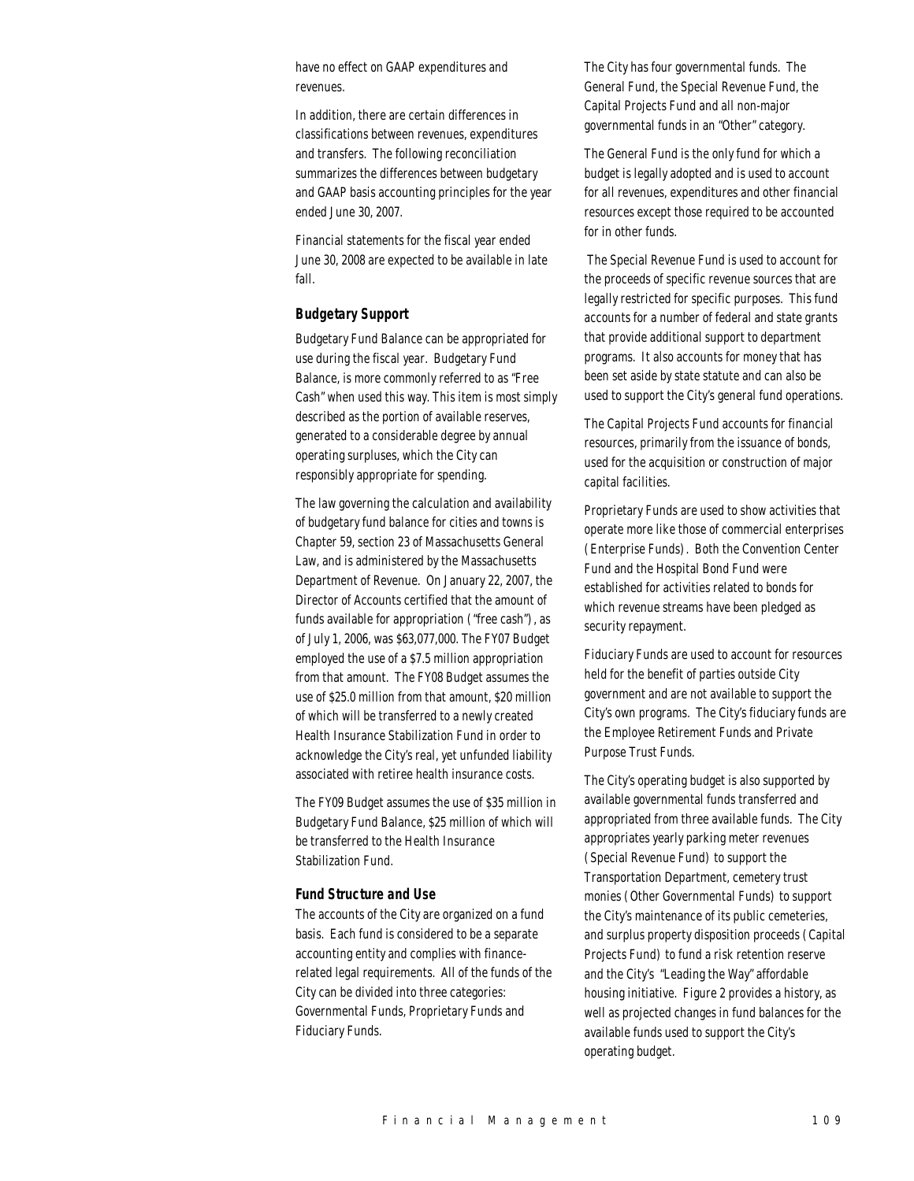have no effect on GAAP expenditures and revenues.

In addition, there are certain differences in classifications between revenues, expenditures and transfers. The following reconciliation summarizes the differences between budgetary and GAAP basis accounting principles for the year ended June 30, 2007.

Financial statements for the fiscal year ended June 30, 2008 are expected to be available in late fall.

### *Budgetary Support*

Budgetary Fund Balance can be appropriated for use during the fiscal year. Budgetary Fund Balance, is more commonly referred to as "Free Cash" when used this way. This item is most simply described as the portion of available reserves, generated to a considerable degree by annual operating surpluses, which the City can responsibly appropriate for spending.

The law governing the calculation and availability of budgetary fund balance for cities and towns is Chapter 59, section 23 of Massachusetts General Law, and is administered by the Massachusetts Department of Revenue. On January 22, 2007, the Director of Accounts certified that the amount of funds available for appropriation ("free cash"), as of July 1, 2006, was $63,077,000. The FY07 Budget employed the use of a $7.5 million appropriation from that amount. The FY08 Budget assumes the use of $25.0 million from that amount, $20 million of which will be transferred to a newly created Health Insurance Stabilization Fund in order to acknowledge the City's real, yet unfunded liability associated with retiree health insurance costs.

The FY09 Budget assumes the use of $35 million in Budgetary Fund Balance, $25 million of which will be transferred to the Health Insurance Stabilization Fund.

### *Fund Structure and Use*

The accounts of the City are organized on a fund basis. Each fund is considered to be a separate accounting entity and complies with finance-related legal requirements. All of the funds of the City can be divided into three categories: Governmental Funds, Proprietary Funds and Fiduciary Funds.

The City has four governmental funds. The General Fund, the Special Revenue Fund, the Capital Projects Fund and all non-major governmental funds in an "Other" category.

The General Fund is the only fund for which a budget is legally adopted and is used to account for all revenues, expenditures and other financial resources except those required to be accounted for in other funds.

The Special Revenue Fund is used to account for the proceeds of specific revenue sources that are legally restricted for specific purposes. This fund accounts for a number of federal and state grants that provide additional support to department programs. It also accounts for money that has been set aside by state statute and can also be used to support the City's general fund operations.

The Capital Projects Fund accounts for financial resources, primarily from the issuance of bonds, used for the acquisition or construction of major capital facilities.

Proprietary Funds are used to show activities that operate more like those of commercial enterprises (Enterprise Funds). Both the Convention Center Fund and the Hospital Bond Fund were established for activities related to bonds for which revenue streams have been pledged as security repayment.

Fiduciary Funds are used to account for resources held for the benefit of parties outside City government and are not available to support the City's own programs. The City's fiduciary funds are the Employee Retirement Funds and Private Purpose Trust Funds.

The City's operating budget is also supported by available governmental funds transferred and appropriated from three available funds. The City appropriates yearly parking meter revenues (Special Revenue Fund) to support the Transportation Department, cemetery trust monies (Other Governmental Funds) to support the City's maintenance of its public cemeteries, and surplus property disposition proceeds (Capital Projects Fund) to fund a risk retention reserve and the City's "Leading the Way" affordable housing initiative. Figure 2 provides a history, as well as projected changes in fund balances for the available funds used to support the City's operating budget.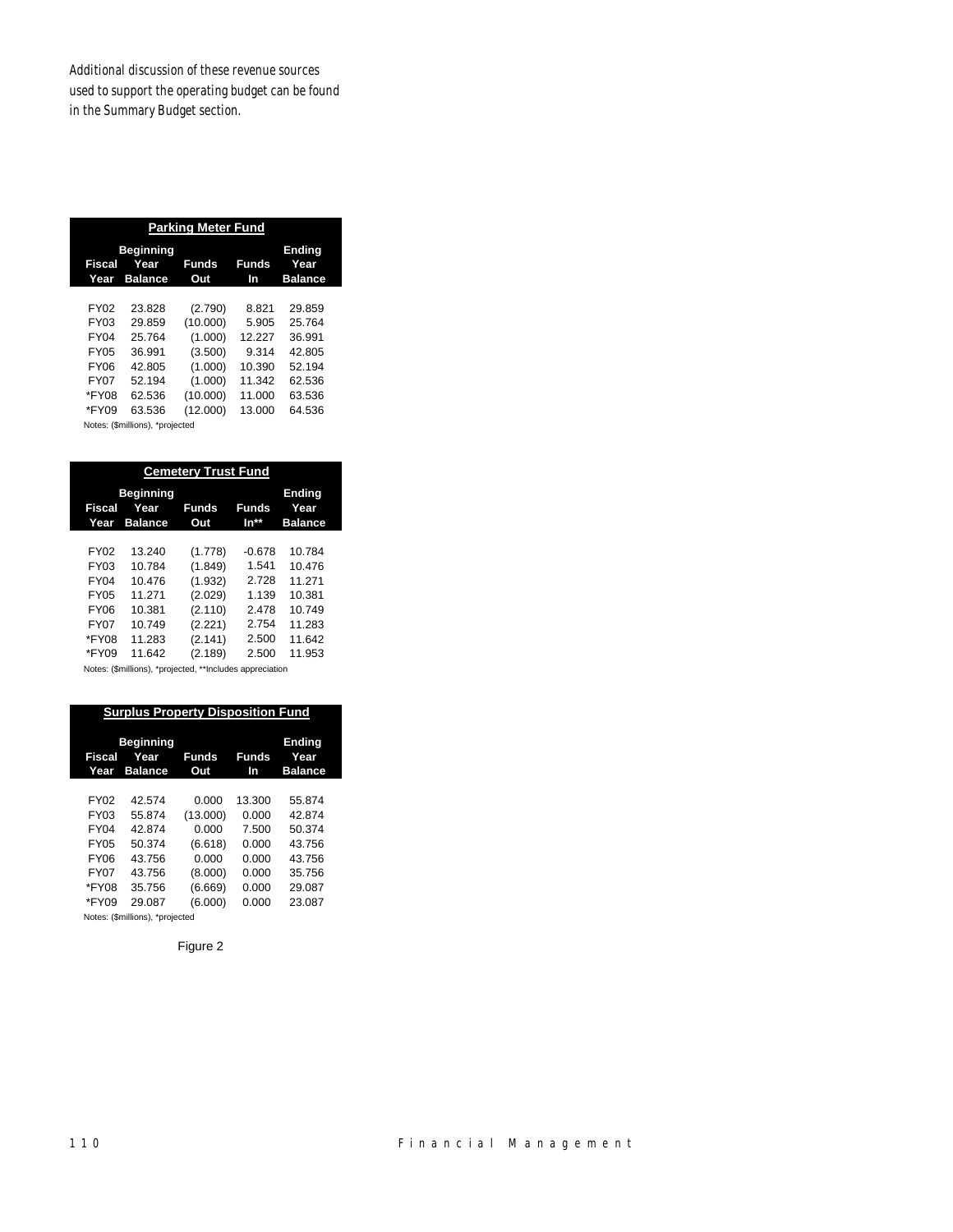*Additional discussion of these revenue sources used to support the operating budget can be found in the Summary Budget section.*

| **Parking Meter Fund** | | | | |
|---|---|---|---|---|
| **Fiscal Year** | **Beginning Year Balance** | **Funds Out** | **Funds In** | **Ending Year Balance** |
| FY02 | 23.828 | (2.790) | 8.821 | 29.859 |
| FY03 | 29.859 | (10.000) | 5.905 | 25.764 |
| FY04 | 25.764 | (1.000) | 12.227 | 36.991 |
| FY05 | 36.991 | (3.500) | 9.314 | 42.805 |
| FY06 | 42.805 | (1.000) | 10.390 | 52.194 |
| FY07 | 52.194 | (1.000) | 11.342 | 62.536 |
| *FY08 | 62.536 | (10.000) | 11.000 | 63.536 |
| *FY09 | 63.536 | (12.000) | 13.000 | 64.536 |

Notes: ($millions), *projected

| **Cemetery Trust Fund** | | | | |
|---|---|---|---|---|
| **Fiscal Year** | **Beginning Year Balance** | **Funds Out** | **Funds In**** | **Ending Year Balance** |
| FY02 | 13.240 | (1.778) | -0.678 | 10.784 |
| FY03 | 10.784 | (1.849) | 1.541 | 10.476 |
| FY04 | 10.476 | (1.932) | 2.728 | 11.271 |
| FY05 | 11.271 | (2.029) | 1.139 | 10.381 |
| FY06 | 10.381 | (2.110) | 2.478 | 10.749 |
| FY07 | 10.749 | (2.221) | 2.754 | 11.283 |
| *FY08 | 11.283 | (2.141) | 2.500 | 11.642 |
| *FY09 | 11.642 | (2.189) | 2.500 | 11.953 |

Notes: ($millions), *projected, **Includes appreciation

| **Surplus Property Disposition Fund** | | | | |
|---|---|---|---|---|
| **Fiscal Year** | **Beginning Year Balance** | **Funds Out** | **Funds In** | **Ending Year Balance** |
| FY02 | 42.574 | 0.000 | 13.300 | 55.874 |
| FY03 | 55.874 | (13.000) | 0.000 | 42.874 |
| FY04 | 42.874 | 0.000 | 7.500 | 50.374 |
| FY05 | 50.374 | (6.618) | 0.000 | 43.756 |
| FY06 | 43.756 | 0.000 | 0.000 | 43.756 |
| FY07 | 43.756 | (8.000) | 0.000 | 35.756 |
| *FY08 | 35.756 | (6.669) | 0.000 | 29.087 |
| *FY09 | 29.087 | (6.000) | 0.000 | 23.087 |

Notes: ($millions), *projected

Figure 2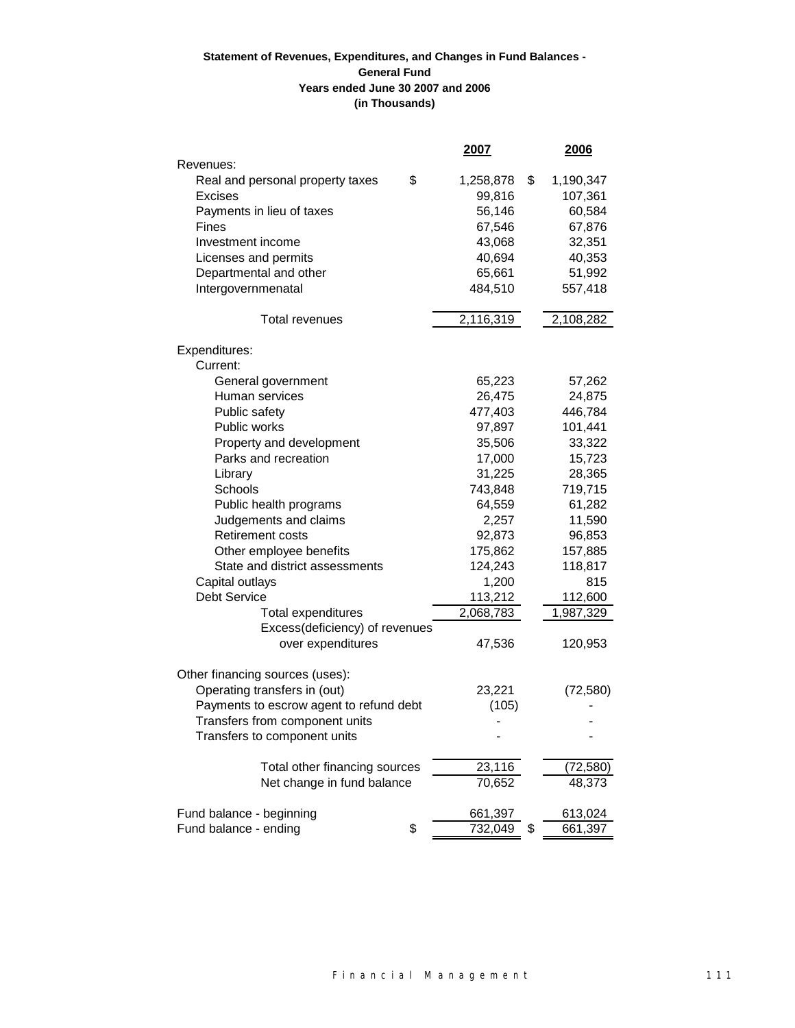**Statement of Revenues, Expenditures, and Changes in Fund Balances - General Fund Years ended June 30 2007 and 2006 (in Thousands)**

| | 2007 | 2006 |
|---|---|---|
| Revenues: | | |
| Real and personal property taxes | $ 1,258,878 | $ 1,190,347 |
| Excises | 99,816 | 107,361 |
| Payments in lieu of taxes | 56,146 | 60,584 |
| Fines | 67,546 | 67,876 |
| Investment income | 43,068 | 32,351 |
| Licenses and permits | 40,694 | 40,353 |
| Departmental and other | 65,661 | 51,992 |
| Intergovernmenatal | 484,510 | 557,418 |
| Total revenues | 2,116,319 | 2,108,282 |
| Expenditures: | | |
| Current: | | |
| General government | 65,223 | 57,262 |
| Human services | 26,475 | 24,875 |
| Public safety | 477,403 | 446,784 |
| Public works | 97,897 | 101,441 |
| Property and development | 35,506 | 33,322 |
| Parks and recreation | 17,000 | 15,723 |
| Library | 31,225 | 28,365 |
| Schools | 743,848 | 719,715 |
| Public health programs | 64,559 | 61,282 |
| Judgements and claims | 2,257 | 11,590 |
| Retirement costs | 92,873 | 96,853 |
| Other employee benefits | 175,862 | 157,885 |
| State and district assessments | 124,243 | 118,817 |
| Capital outlays | 1,200 | 815 |
| Debt Service | 113,212 | 112,600 |
| Total expenditures | 2,068,783 | 1,987,329 |
| Excess(deficiency) of revenues over expenditures | 47,536 | 120,953 |
| Other financing sources (uses): | | |
| Operating transfers in (out) | 23,221 | (72,580) |
| Payments to escrow agent to refund debt | (105) | - |
| Transfers from component units | - | - |
| Transfers to component units | - | - |
| Total other financing sources | 23,116 | (72,580) |
| Net change in fund balance | 70,652 | 48,373 |
| Fund balance - beginning | 661,397 | 613,024 |
| Fund balance - ending | $ 732,049 | $ 661,397 |